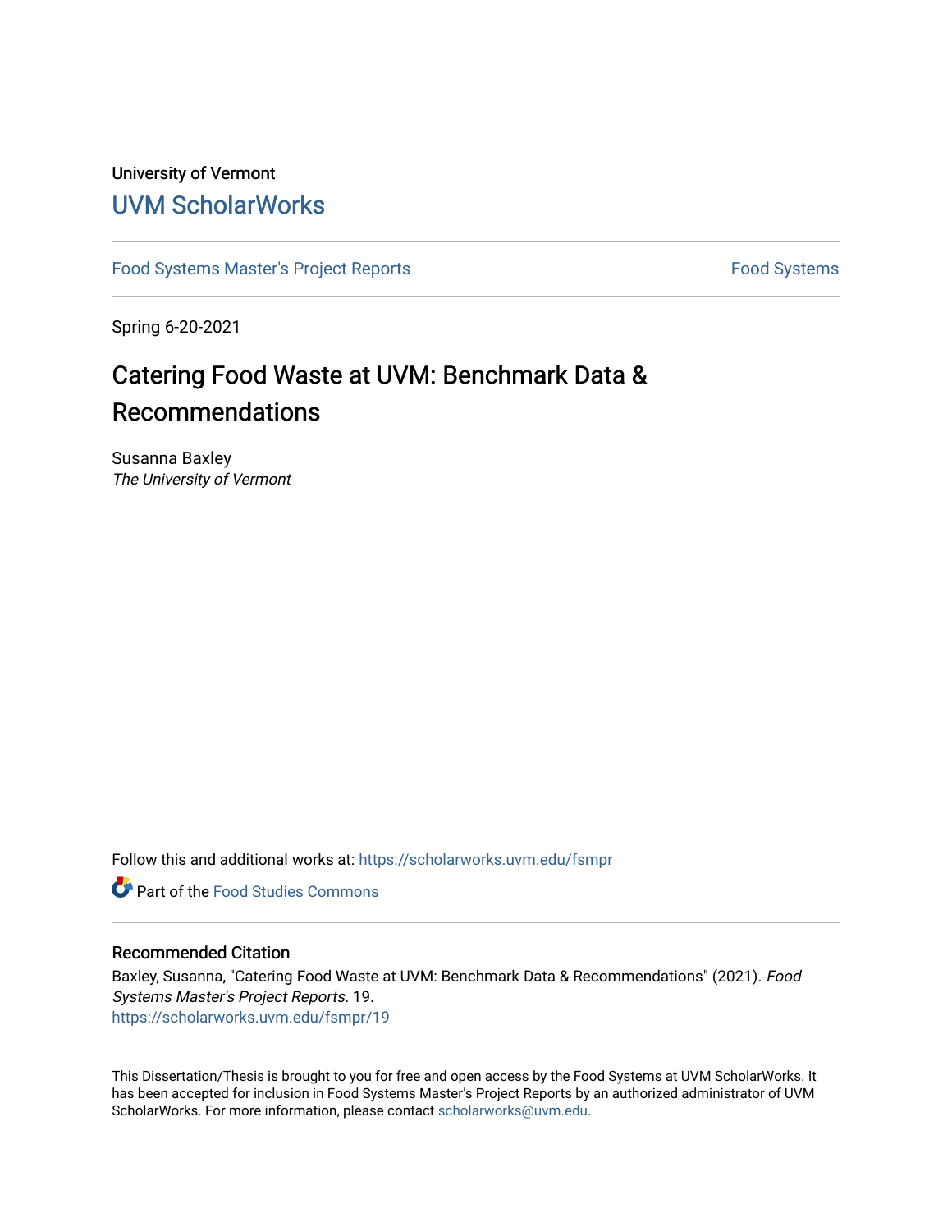University of Vermont

# UVM ScholarWorks

Food Systems Master's Project Reports | Food Systems

Spring 6-20-2021

# Catering Food Waste at UVM: Benchmark Data & Recommendations

Susanna Baxley
*The University of Vermont*

Follow this and additional works at: https://scholarworks.uvm.edu/fsmpr

Part of the Food Studies Commons

## Recommended Citation

Baxley, Susanna, "Catering Food Waste at UVM: Benchmark Data & Recommendations" (2021). *Food Systems Master's Project Reports*. 19.
https://scholarworks.uvm.edu/fsmpr/19

This Dissertation/Thesis is brought to you for free and open access by the Food Systems at UVM ScholarWorks. It has been accepted for inclusion in Food Systems Master's Project Reports by an authorized administrator of UVM ScholarWorks. For more information, please contact scholarworks@uvm.edu.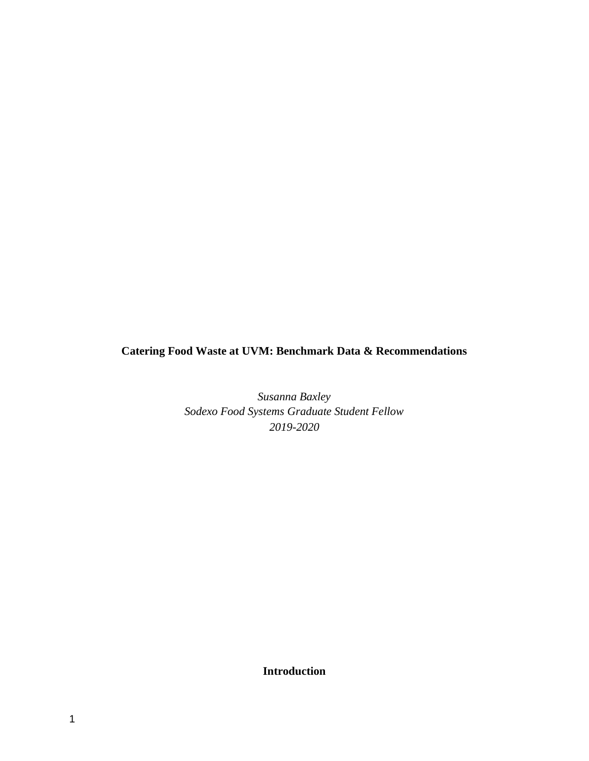**Catering Food Waste at UVM: Benchmark Data & Recommendations**

*Susanna Baxley*
*Sodexo Food Systems Graduate Student Fellow*
*2019-2020*

## Introduction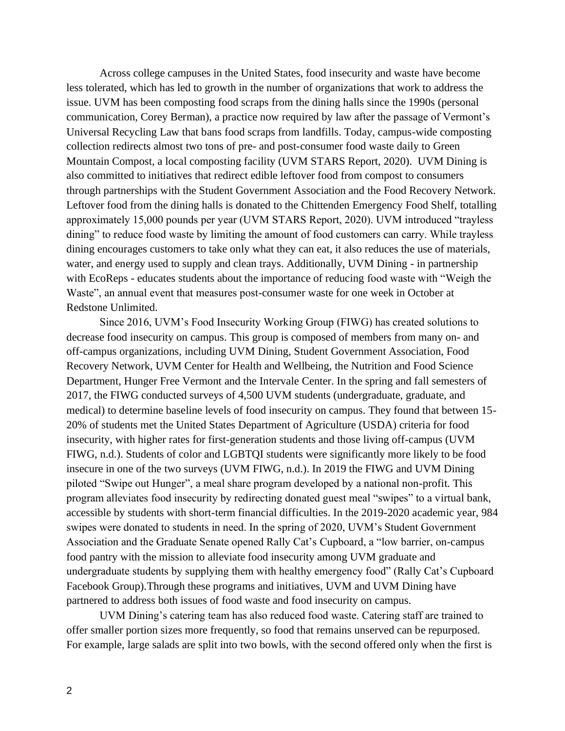Across college campuses in the United States, food insecurity and waste have become less tolerated, which has led to growth in the number of organizations that work to address the issue. UVM has been composting food scraps from the dining halls since the 1990s (personal communication, Corey Berman), a practice now required by law after the passage of Vermont's Universal Recycling Law that bans food scraps from landfills. Today, campus-wide composting collection redirects almost two tons of pre- and post-consumer food waste daily to Green Mountain Compost, a local composting facility (UVM STARS Report, 2020). UVM Dining is also committed to initiatives that redirect edible leftover food from compost to consumers through partnerships with the Student Government Association and the Food Recovery Network. Leftover food from the dining halls is donated to the Chittenden Emergency Food Shelf, totalling approximately 15,000 pounds per year (UVM STARS Report, 2020). UVM introduced "trayless dining" to reduce food waste by limiting the amount of food customers can carry. While trayless dining encourages customers to take only what they can eat, it also reduces the use of materials, water, and energy used to supply and clean trays. Additionally, UVM Dining - in partnership with EcoReps - educates students about the importance of reducing food waste with "Weigh the Waste", an annual event that measures post-consumer waste for one week in October at Redstone Unlimited.

Since 2016, UVM's Food Insecurity Working Group (FIWG) has created solutions to decrease food insecurity on campus. This group is composed of members from many on- and off-campus organizations, including UVM Dining, Student Government Association, Food Recovery Network, UVM Center for Health and Wellbeing, the Nutrition and Food Science Department, Hunger Free Vermont and the Intervale Center. In the spring and fall semesters of 2017, the FIWG conducted surveys of 4,500 UVM students (undergraduate, graduate, and medical) to determine baseline levels of food insecurity on campus. They found that between 15-20% of students met the United States Department of Agriculture (USDA) criteria for food insecurity, with higher rates for first-generation students and those living off-campus (UVM FIWG, n.d.). Students of color and LGBTQI students were significantly more likely to be food insecure in one of the two surveys (UVM FIWG, n.d.). In 2019 the FIWG and UVM Dining piloted "Swipe out Hunger", a meal share program developed by a national non-profit. This program alleviates food insecurity by redirecting donated guest meal "swipes" to a virtual bank, accessible by students with short-term financial difficulties. In the 2019-2020 academic year, 984 swipes were donated to students in need. In the spring of 2020, UVM's Student Government Association and the Graduate Senate opened Rally Cat's Cupboard, a "low barrier, on-campus food pantry with the mission to alleviate food insecurity among UVM graduate and undergraduate students by supplying them with healthy emergency food" (Rally Cat's Cupboard Facebook Group).Through these programs and initiatives, UVM and UVM Dining have partnered to address both issues of food waste and food insecurity on campus.

UVM Dining's catering team has also reduced food waste. Catering staff are trained to offer smaller portion sizes more frequently, so food that remains unserved can be repurposed. For example, large salads are split into two bowls, with the second offered only when the first is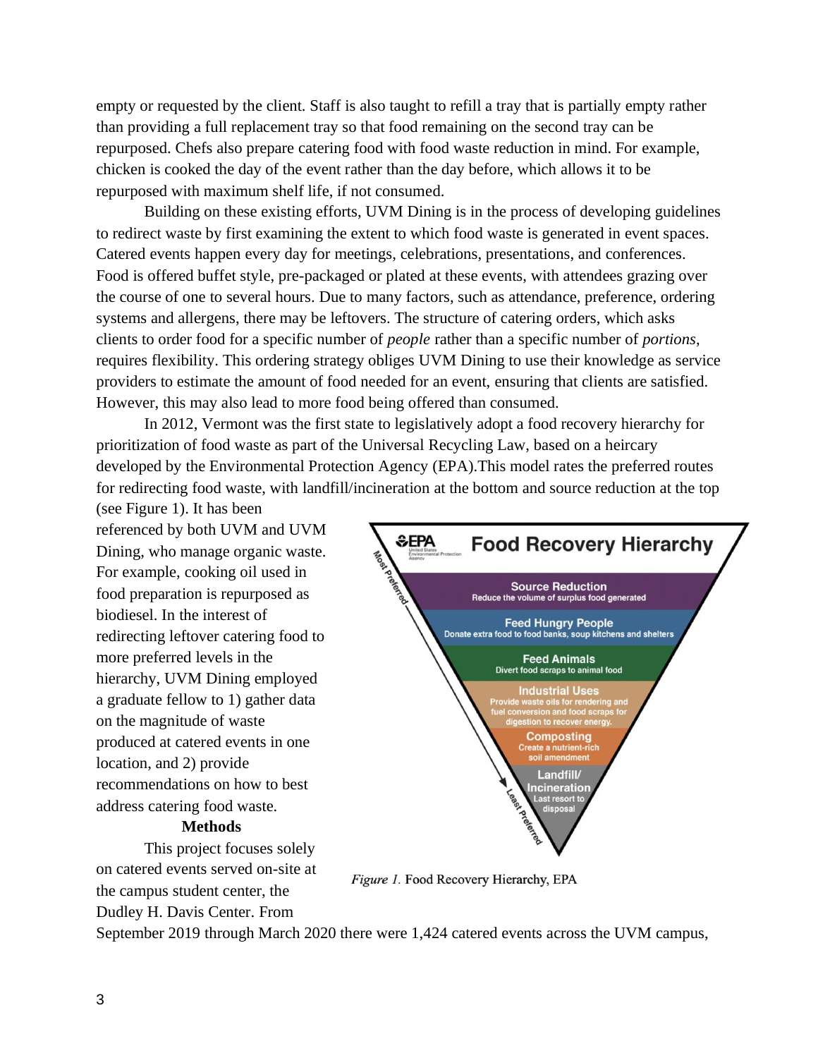empty or requested by the client. Staff is also taught to refill a tray that is partially empty rather than providing a full replacement tray so that food remaining on the second tray can be repurposed. Chefs also prepare catering food with food waste reduction in mind. For example, chicken is cooked the day of the event rather than the day before, which allows it to be repurposed with maximum shelf life, if not consumed.

Building on these existing efforts, UVM Dining is in the process of developing guidelines to redirect waste by first examining the extent to which food waste is generated in event spaces. Catered events happen every day for meetings, celebrations, presentations, and conferences. Food is offered buffet style, pre-packaged or plated at these events, with attendees grazing over the course of one to several hours. Due to many factors, such as attendance, preference, ordering systems and allergens, there may be leftovers. The structure of catering orders, which asks clients to order food for a specific number of *people* rather than a specific number of *portions*, requires flexibility. This ordering strategy obliges UVM Dining to use their knowledge as service providers to estimate the amount of food needed for an event, ensuring that clients are satisfied. However, this may also lead to more food being offered than consumed.

In 2012, Vermont was the first state to legislatively adopt a food recovery hierarchy for prioritization of food waste as part of the Universal Recycling Law, based on a heircary developed by the Environmental Protection Agency (EPA).This model rates the preferred routes for redirecting food waste, with landfill/incineration at the bottom and source reduction at the top (see Figure 1). It has been referenced by both UVM and UVM Dining, who manage organic waste. For example, cooking oil used in food preparation is repurposed as biodiesel. In the interest of redirecting leftover catering food to more preferred levels in the hierarchy, UVM Dining employed a graduate fellow to 1) gather data on the magnitude of waste produced at catered events in one location, and 2) provide recommendations on how to best address catering food waste.

*Figure 1.* Food Recovery Hierarchy, EPA

## Methods

This project focuses solely on catered events served on-site at the campus student center, the Dudley H. Davis Center. From September 2019 through March 2020 there were 1,424 catered events across the UVM campus,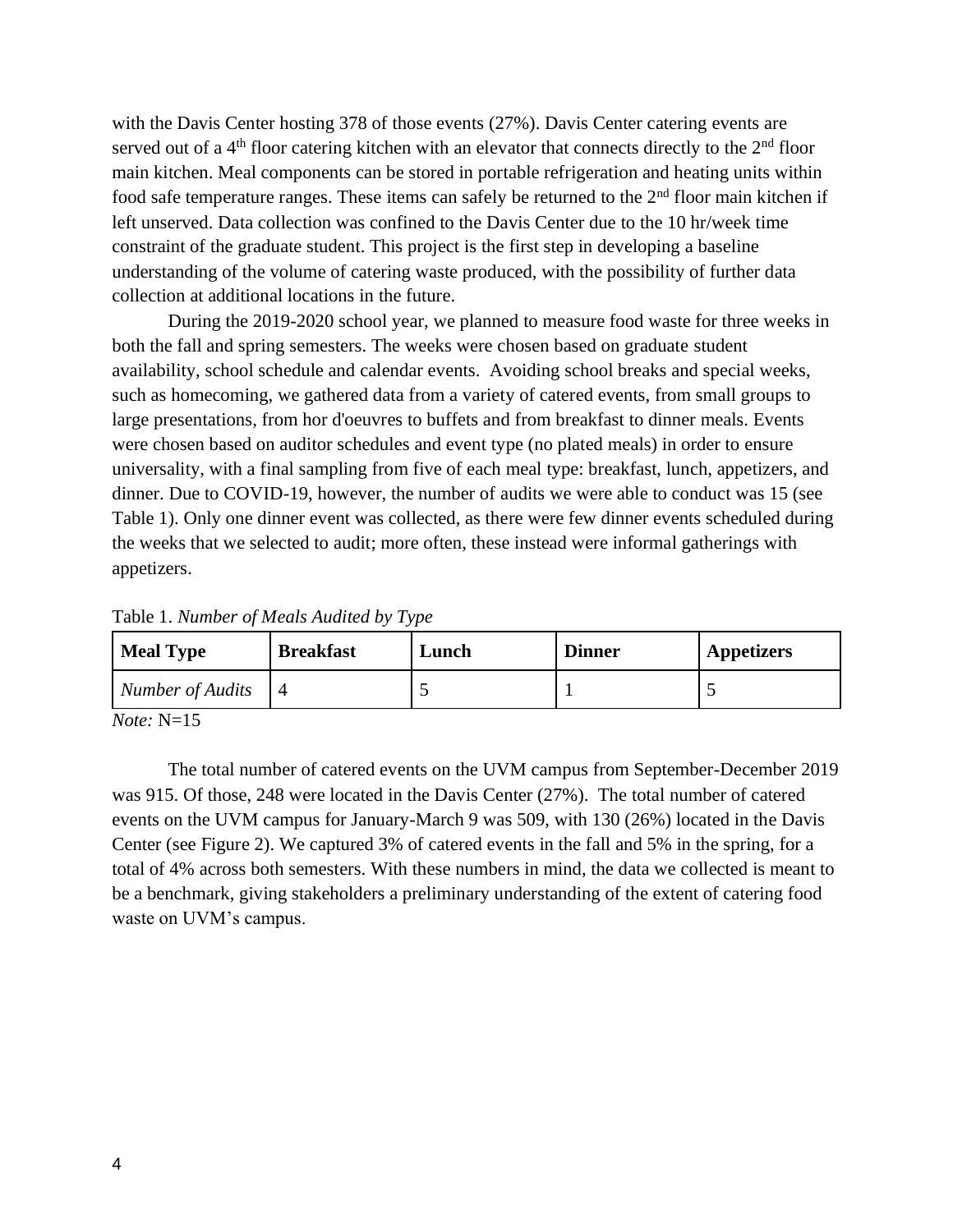with the Davis Center hosting 378 of those events (27%). Davis Center catering events are served out of a 4th floor catering kitchen with an elevator that connects directly to the 2nd floor main kitchen. Meal components can be stored in portable refrigeration and heating units within food safe temperature ranges. These items can safely be returned to the 2nd floor main kitchen if left unserved. Data collection was confined to the Davis Center due to the 10 hr/week time constraint of the graduate student. This project is the first step in developing a baseline understanding of the volume of catering waste produced, with the possibility of further data collection at additional locations in the future.

During the 2019-2020 school year, we planned to measure food waste for three weeks in both the fall and spring semesters. The weeks were chosen based on graduate student availability, school schedule and calendar events. Avoiding school breaks and special weeks, such as homecoming, we gathered data from a variety of catered events, from small groups to large presentations, from hor d'oeuvres to buffets and from breakfast to dinner meals. Events were chosen based on auditor schedules and event type (no plated meals) in order to ensure universality, with a final sampling from five of each meal type: breakfast, lunch, appetizers, and dinner. Due to COVID-19, however, the number of audits we were able to conduct was 15 (see Table 1). Only one dinner event was collected, as there were few dinner events scheduled during the weeks that we selected to audit; more often, these instead were informal gatherings with appetizers.

Table 1. *Number of Meals Audited by Type*

| **Meal Type** | **Breakfast** | **Lunch** | **Dinner** | **Appetizers** |
|---|---|---|---|---|
| *Number of Audits* | 4 | 5 | 1 | 5 |

*Note:* N=15

The total number of catered events on the UVM campus from September-December 2019 was 915. Of those, 248 were located in the Davis Center (27%). The total number of catered events on the UVM campus for January-March 9 was 509, with 130 (26%) located in the Davis Center (see Figure 2). We captured 3% of catered events in the fall and 5% in the spring, for a total of 4% across both semesters. With these numbers in mind, the data we collected is meant to be a benchmark, giving stakeholders a preliminary understanding of the extent of catering food waste on UVM's campus.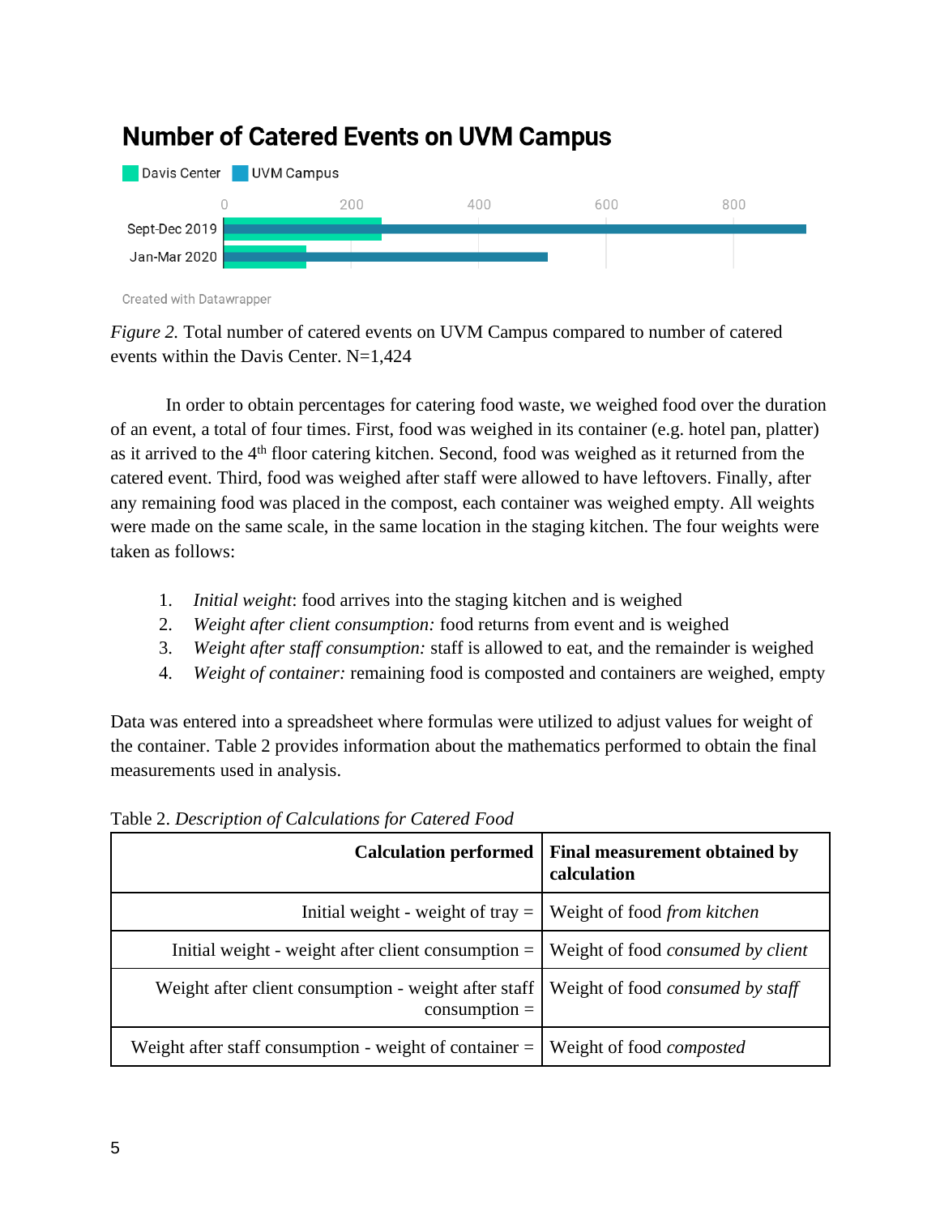**Number of Catered Events on UVM Campus**

*Figure 2.* Total number of catered events on UVM Campus compared to number of catered events within the Davis Center. N=1,424

In order to obtain percentages for catering food waste, we weighed food over the duration of an event, a total of four times. First, food was weighed in its container (e.g. hotel pan, platter) as it arrived to the 4th floor catering kitchen. Second, food was weighed as it returned from the catered event. Third, food was weighed after staff were allowed to have leftovers. Finally, after any remaining food was placed in the compost, each container was weighed empty. All weights were made on the same scale, in the same location in the staging kitchen. The four weights were taken as follows:

1. *Initial weight*: food arrives into the staging kitchen and is weighed
2. *Weight after client consumption:* food returns from event and is weighed
3. *Weight after staff consumption:* staff is allowed to eat, and the remainder is weighed
4. *Weight of container:* remaining food is composted and containers are weighed, empty

Data was entered into a spreadsheet where formulas were utilized to adjust values for weight of the container. Table 2 provides information about the mathematics performed to obtain the final measurements used in analysis.

Table 2. *Description of Calculations for Catered Food*

| Calculation performed | Final measurement obtained by calculation |
|---:|---|
| Initial weight - weight of tray = | Weight of food *from kitchen* |
| Initial weight - weight after client consumption = | Weight of food *consumed by client* |
| Weight after client consumption - weight after staff consumption = | Weight of food *consumed by staff* |
| Weight after staff consumption - weight of container = | Weight of food *composted* |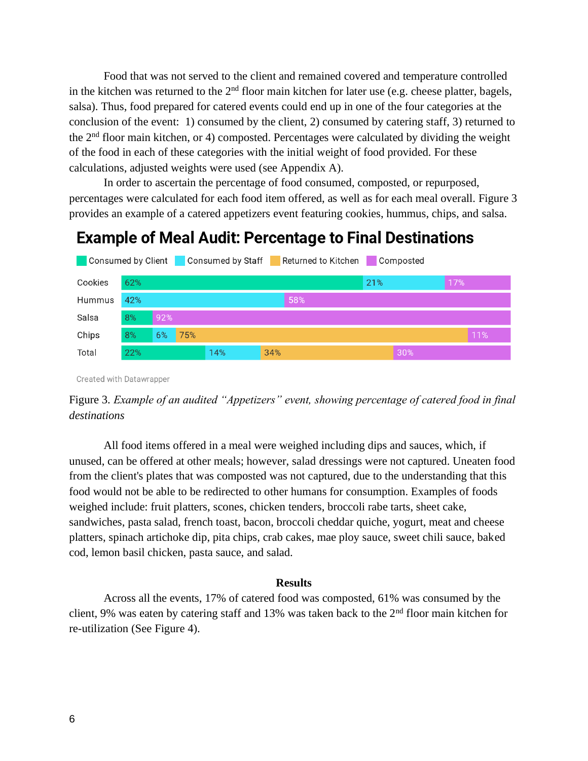Food that was not served to the client and remained covered and temperature controlled in the kitchen was returned to the 2nd floor main kitchen for later use (e.g. cheese platter, bagels, salsa). Thus, food prepared for catered events could end up in one of the four categories at the conclusion of the event: 1) consumed by the client, 2) consumed by catering staff, 3) returned to the 2nd floor main kitchen, or 4) composted. Percentages were calculated by dividing the weight of the food in each of these categories with the initial weight of food provided. For these calculations, adjusted weights were used (see Appendix A).

In order to ascertain the percentage of food consumed, composted, or repurposed, percentages were calculated for each food item offered, as well as for each meal overall. Figure 3 provides an example of a catered appetizers event featuring cookies, hummus, chips, and salsa.

**Example of Meal Audit: Percentage to Final Destinations**

| | Consumed by Client | Consumed by Staff | Returned to Kitchen | Composted |
|---|---|---|---|---|
| Cookies | 62% | 21% | | 17% |
| Hummus | | 42% | | 58% |
| Salsa | 8% | | | 92% |
| Chips | 8% | 6% | 75% | 11% |
| Total | 22% | 14% | 34% | 30% |

Created with Datawrapper

Figure 3. *Example of an audited "Appetizers" event, showing percentage of catered food in final destinations*

All food items offered in a meal were weighed including dips and sauces, which, if unused, can be offered at other meals; however, salad dressings were not captured. Uneaten food from the client's plates that was composted was not captured, due to the understanding that this food would not be able to be redirected to other humans for consumption. Examples of foods weighed include: fruit platters, scones, chicken tenders, broccoli rabe tarts, sheet cake, sandwiches, pasta salad, french toast, bacon, broccoli cheddar quiche, yogurt, meat and cheese platters, spinach artichoke dip, pita chips, crab cakes, mae ploy sauce, sweet chili sauce, baked cod, lemon basil chicken, pasta sauce, and salad.

## Results

Across all the events, 17% of catered food was composted, 61% was consumed by the client, 9% was eaten by catering staff and 13% was taken back to the 2nd floor main kitchen for re-utilization (See Figure 4).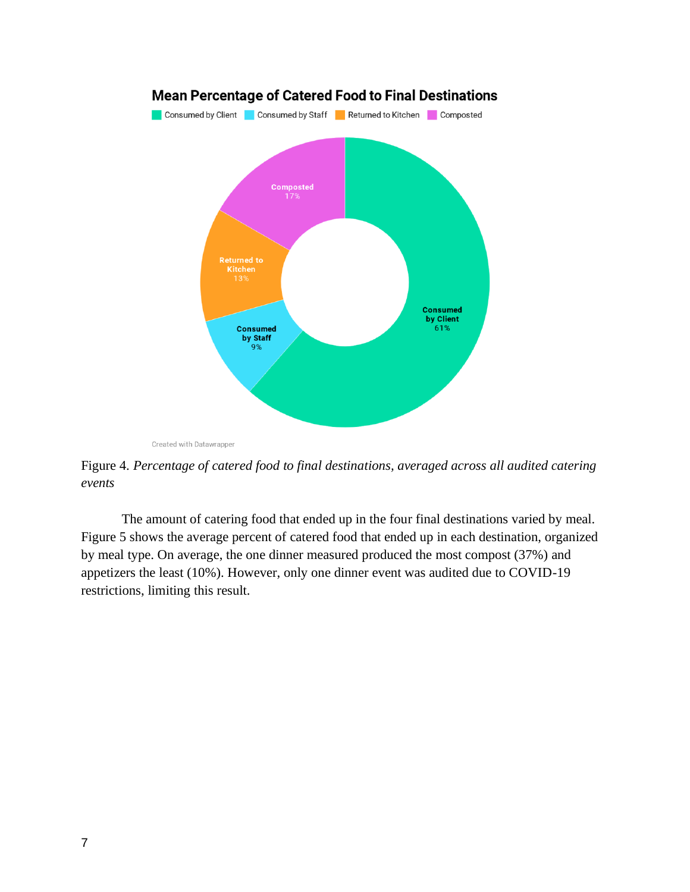Mean Percentage of Catered Food to Final Destinations

Consumed by Client | Consumed by Staff | Returned to Kitchen | Composted

Composted 17%

Returned to Kitchen 13%

Consumed by Staff 9%

Consumed by Client 61%

Created with Datawrapper

Figure 4. *Percentage of catered food to final destinations, averaged across all audited catering events*

The amount of catering food that ended up in the four final destinations varied by meal. Figure 5 shows the average percent of catered food that ended up in each destination, organized by meal type. On average, the one dinner measured produced the most compost (37%) and appetizers the least (10%). However, only one dinner event was audited due to COVID-19 restrictions, limiting this result.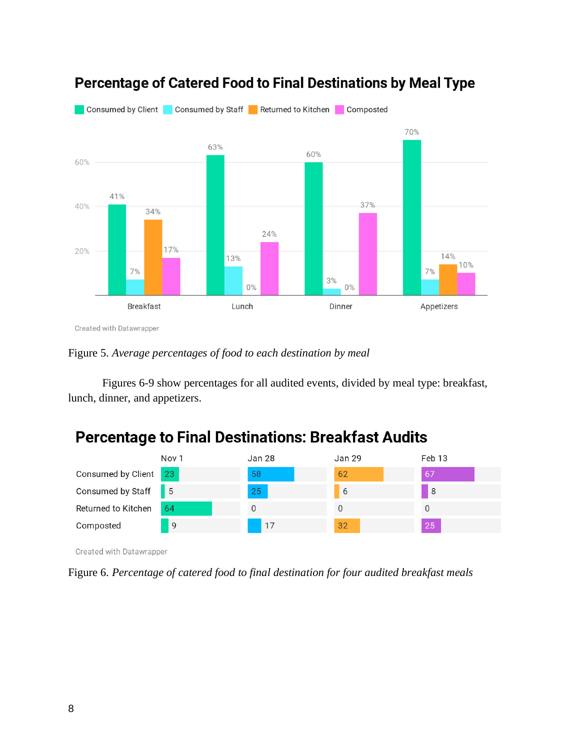## Percentage of Catered Food to Final Destinations by Meal Type

| | Consumed by Client | Consumed by Staff | Returned to Kitchen | Composted |
|---|---|---|---|---|
| Breakfast | 41% | 7% | 34% | 17% |
| Lunch | 63% | 13% | 0% | 24% |
| Dinner | 60% | 3% | 0% | 37% |
| Appetizers | 70% | 7% | 14% | 10% |

Created with Datawrapper

Figure 5. *Average percentages of food to each destination by meal*

Figures 6-9 show percentages for all audited events, divided by meal type: breakfast, lunch, dinner, and appetizers.

## Percentage to Final Destinations: Breakfast Audits

| | Nov 1 | Jan 28 | Jan 29 | Feb 13 |
|---|---|---|---|---|
| Consumed by Client | 23 | 58 | 62 | 67 |
| Consumed by Staff | 5 | 25 | 6 | 8 |
| Returned to Kitchen | 64 | 0 | 0 | 0 |
| Composted | 9 | 17 | 32 | 25 |

Created with Datawrapper

Figure 6. *Percentage of catered food to final destination for four audited breakfast meals*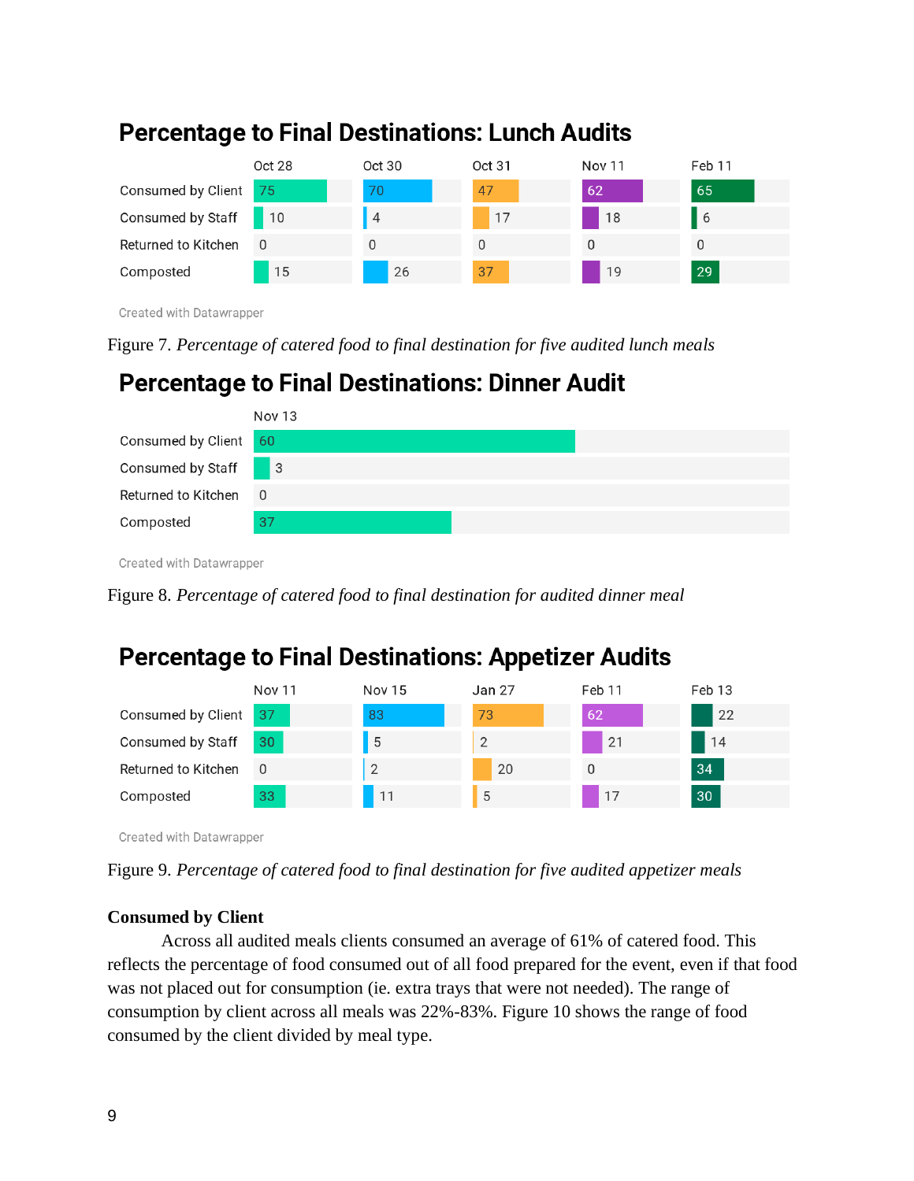## Percentage to Final Destinations: Lunch Audits

| | Oct 28 | Oct 30 | Oct 31 | Nov 11 | Feb 11 |
|---|---|---|---|---|---|
| Consumed by Client | 75 | 70 | 47 | 62 | 65 |
| Consumed by Staff | 10 | 4 | 17 | 18 | 6 |
| Returned to Kitchen | 0 | 0 | 0 | 0 | 0 |
| Composted | 15 | 26 | 37 | 19 | 29 |

Created with Datawrapper

Figure 7. *Percentage of catered food to final destination for five audited lunch meals*

## Percentage to Final Destinations: Dinner Audit

| | Nov 13 |
|---|---|
| Consumed by Client | 60 |
| Consumed by Staff | 3 |
| Returned to Kitchen | 0 |
| Composted | 37 |

Created with Datawrapper

Figure 8. *Percentage of catered food to final destination for audited dinner meal*

## Percentage to Final Destinations: Appetizer Audits

| | Nov 11 | Nov 15 | Jan 27 | Feb 11 | Feb 13 |
|---|---|---|---|---|---|
| Consumed by Client | 37 | 83 | 73 | 62 | 22 |
| Consumed by Staff | 30 | 5 | 2 | 21 | 14 |
| Returned to Kitchen | 0 | 2 | 20 | 0 | 34 |
| Composted | 33 | 11 | 5 | 17 | 30 |

Created with Datawrapper

Figure 9. *Percentage of catered food to final destination for five audited appetizer meals*

**Consumed by Client**

Across all audited meals clients consumed an average of 61% of catered food. This reflects the percentage of food consumed out of all food prepared for the event, even if that food was not placed out for consumption (ie. extra trays that were not needed). The range of consumption by client across all meals was 22%-83%. Figure 10 shows the range of food consumed by the client divided by meal type.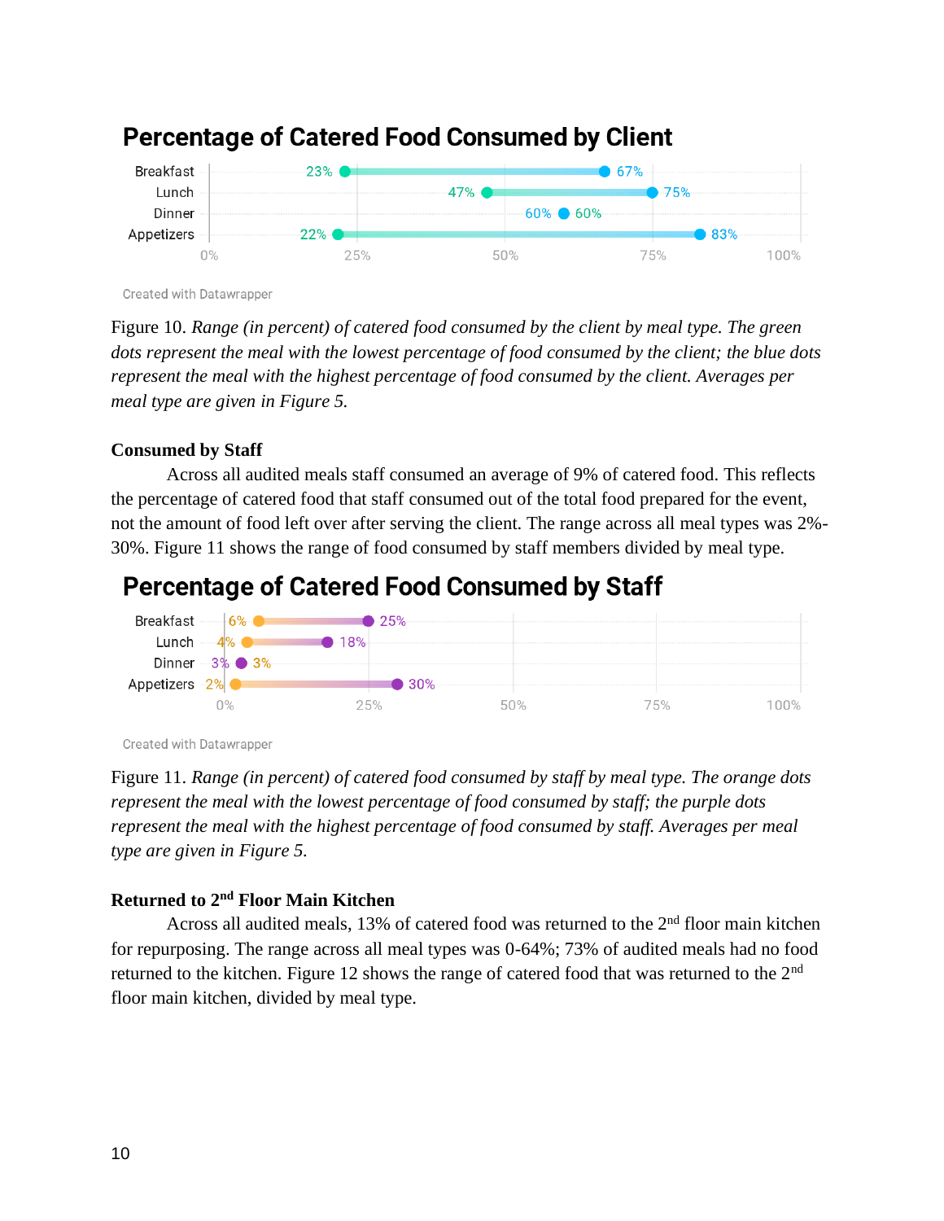## Percentage of Catered Food Consumed by Client

| | Lowest | Highest |
|---|---|---|
| Breakfast | 23% | 67% |
| Lunch | 47% | 75% |
| Dinner | 60% | 60% |
| Appetizers | 22% | 83% |

Created with Datawrapper

Figure 10. *Range (in percent) of catered food consumed by the client by meal type. The green dots represent the meal with the lowest percentage of food consumed by the client; the blue dots represent the meal with the highest percentage of food consumed by the client. Averages per meal type are given in Figure 5.*

**Consumed by Staff**

Across all audited meals staff consumed an average of 9% of catered food. This reflects the percentage of catered food that staff consumed out of the total food prepared for the event, not the amount of food left over after serving the client. The range across all meal types was 2%-30%. Figure 11 shows the range of food consumed by staff members divided by meal type.

## Percentage of Catered Food Consumed by Staff

| | Lowest | Highest |
|---|---|---|
| Breakfast | 6% | 25% |
| Lunch | 4% | 18% |
| Dinner | 3% | 3% |
| Appetizers | 2% | 30% |

Created with Datawrapper

Figure 11. *Range (in percent) of catered food consumed by staff by meal type. The orange dots represent the meal with the lowest percentage of food consumed by staff; the purple dots represent the meal with the highest percentage of food consumed by staff. Averages per meal type are given in Figure 5.*

**Returned to 2nd Floor Main Kitchen**

Across all audited meals, 13% of catered food was returned to the 2nd floor main kitchen for repurposing. The range across all meal types was 0-64%; 73% of audited meals had no food returned to the kitchen. Figure 12 shows the range of catered food that was returned to the 2nd floor main kitchen, divided by meal type.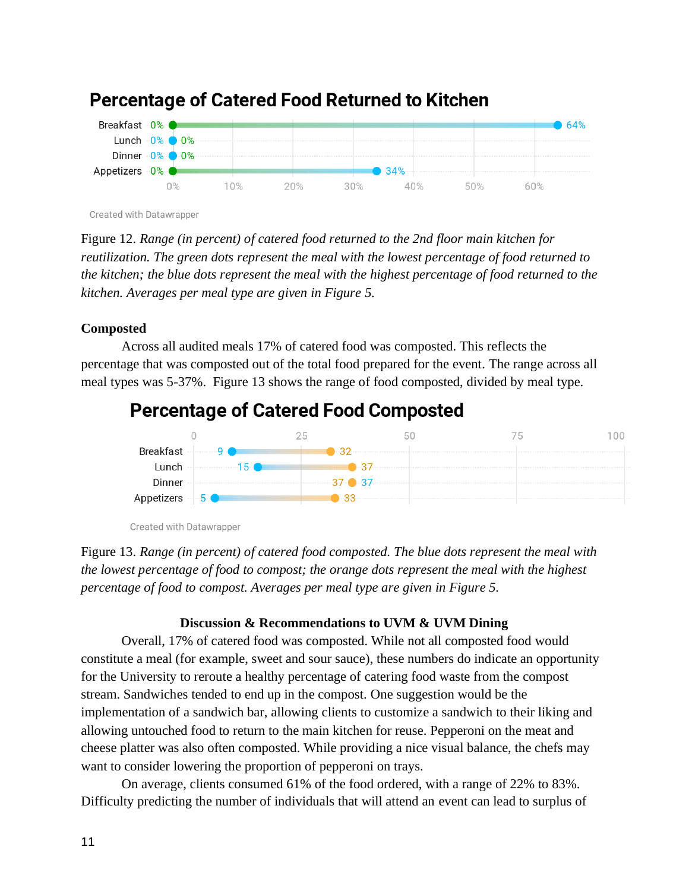## Percentage of Catered Food Returned to Kitchen

| Meal | Lowest | Highest |
|---|---|---|
| Breakfast | 0% | 64% |
| Lunch | 0% | 0% |
| Dinner | 0% | 0% |
| Appetizers | 0% | 34% |

Created with Datawrapper

Figure 12. *Range (in percent) of catered food returned to the 2nd floor main kitchen for reutilization. The green dots represent the meal with the lowest percentage of food returned to the kitchen; the blue dots represent the meal with the highest percentage of food returned to the kitchen. Averages per meal type are given in Figure 5.*

**Composted**

Across all audited meals 17% of catered food was composted. This reflects the percentage that was composted out of the total food prepared for the event. The range across all meal types was 5-37%. Figure 13 shows the range of food composted, divided by meal type.

## Percentage of Catered Food Composted

| Meal | Lowest | Highest |
|---|---|---|
| Breakfast | 9 | 32 |
| Lunch | 15 | 37 |
| Dinner | 37 | 37 |
| Appetizers | 5 | 33 |

Created with Datawrapper

Figure 13. *Range (in percent) of catered food composted. The blue dots represent the meal with the lowest percentage of food to compost; the orange dots represent the meal with the highest percentage of food to compost. Averages per meal type are given in Figure 5.*

### Discussion & Recommendations to UVM & UVM Dining

Overall, 17% of catered food was composted. While not all composted food would constitute a meal (for example, sweet and sour sauce), these numbers do indicate an opportunity for the University to reroute a healthy percentage of catering food waste from the compost stream. Sandwiches tended to end up in the compost. One suggestion would be the implementation of a sandwich bar, allowing clients to customize a sandwich to their liking and allowing untouched food to return to the main kitchen for reuse. Pepperoni on the meat and cheese platter was also often composted. While providing a nice visual balance, the chefs may want to consider lowering the proportion of pepperoni on trays.

On average, clients consumed 61% of the food ordered, with a range of 22% to 83%. Difficulty predicting the number of individuals that will attend an event can lead to surplus of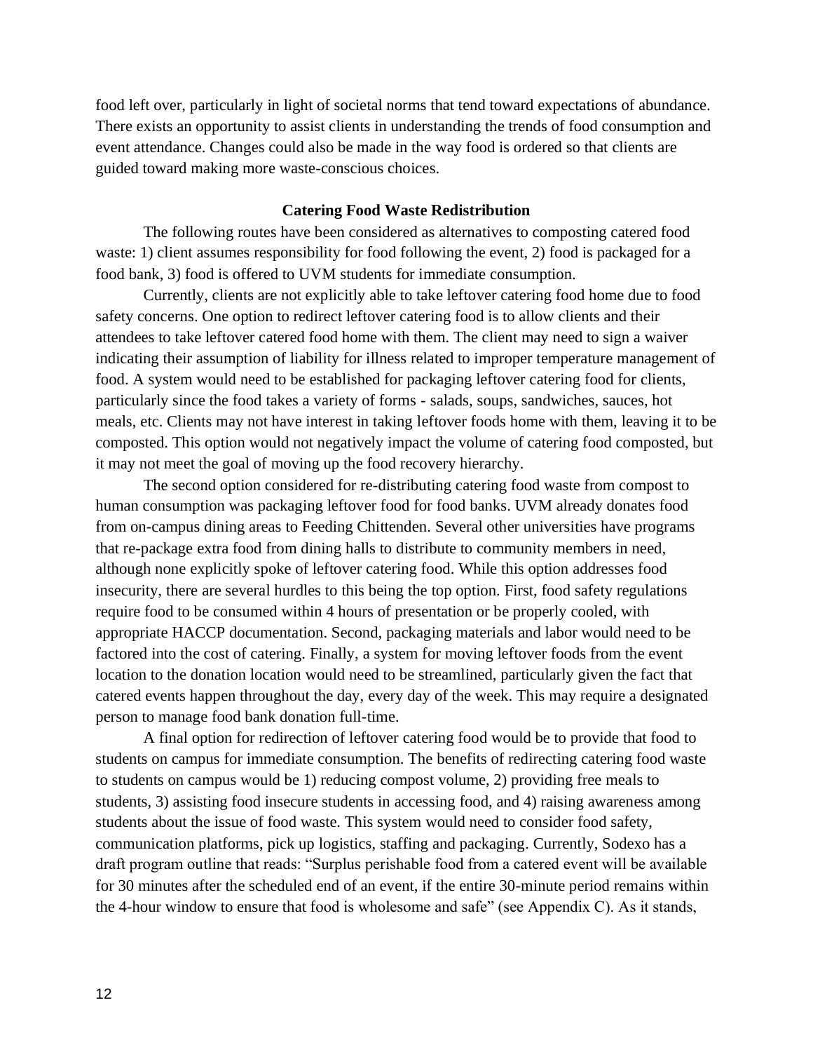food left over, particularly in light of societal norms that tend toward expectations of abundance. There exists an opportunity to assist clients in understanding the trends of food consumption and event attendance. Changes could also be made in the way food is ordered so that clients are guided toward making more waste-conscious choices.

### Catering Food Waste Redistribution

The following routes have been considered as alternatives to composting catered food waste: 1) client assumes responsibility for food following the event, 2) food is packaged for a food bank, 3) food is offered to UVM students for immediate consumption.

Currently, clients are not explicitly able to take leftover catering food home due to food safety concerns. One option to redirect leftover catering food is to allow clients and their attendees to take leftover catered food home with them. The client may need to sign a waiver indicating their assumption of liability for illness related to improper temperature management of food. A system would need to be established for packaging leftover catering food for clients, particularly since the food takes a variety of forms - salads, soups, sandwiches, sauces, hot meals, etc. Clients may not have interest in taking leftover foods home with them, leaving it to be composted. This option would not negatively impact the volume of catering food composted, but it may not meet the goal of moving up the food recovery hierarchy.

The second option considered for re-distributing catering food waste from compost to human consumption was packaging leftover food for food banks. UVM already donates food from on-campus dining areas to Feeding Chittenden. Several other universities have programs that re-package extra food from dining halls to distribute to community members in need, although none explicitly spoke of leftover catering food. While this option addresses food insecurity, there are several hurdles to this being the top option. First, food safety regulations require food to be consumed within 4 hours of presentation or be properly cooled, with appropriate HACCP documentation. Second, packaging materials and labor would need to be factored into the cost of catering. Finally, a system for moving leftover foods from the event location to the donation location would need to be streamlined, particularly given the fact that catered events happen throughout the day, every day of the week. This may require a designated person to manage food bank donation full-time.

A final option for redirection of leftover catering food would be to provide that food to students on campus for immediate consumption. The benefits of redirecting catering food waste to students on campus would be 1) reducing compost volume, 2) providing free meals to students, 3) assisting food insecure students in accessing food, and 4) raising awareness among students about the issue of food waste. This system would need to consider food safety, communication platforms, pick up logistics, staffing and packaging. Currently, Sodexo has a draft program outline that reads: "Surplus perishable food from a catered event will be available for 30 minutes after the scheduled end of an event, if the entire 30-minute period remains within the 4-hour window to ensure that food is wholesome and safe" (see Appendix C). As it stands,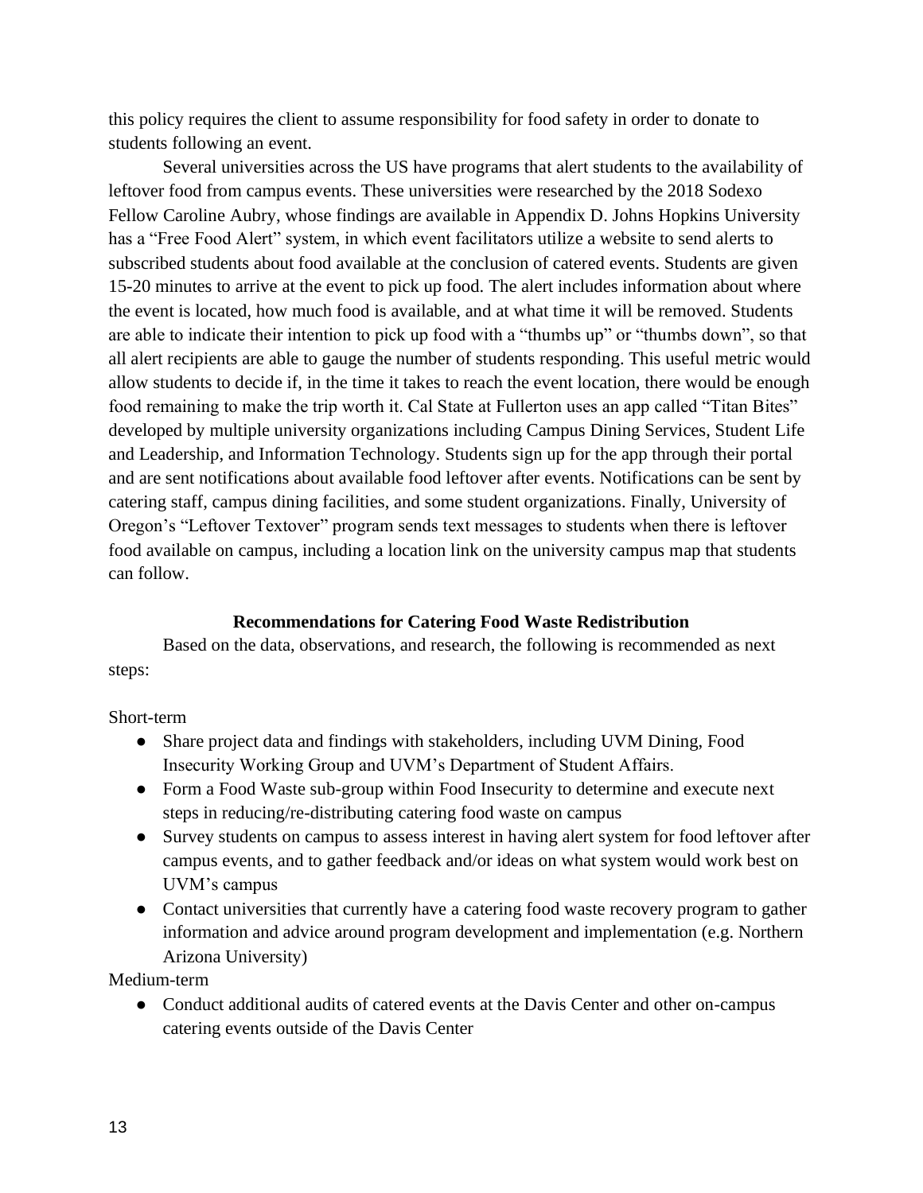this policy requires the client to assume responsibility for food safety in order to donate to students following an event.

Several universities across the US have programs that alert students to the availability of leftover food from campus events. These universities were researched by the 2018 Sodexo Fellow Caroline Aubry, whose findings are available in Appendix D. Johns Hopkins University has a "Free Food Alert" system, in which event facilitators utilize a website to send alerts to subscribed students about food available at the conclusion of catered events. Students are given 15-20 minutes to arrive at the event to pick up food. The alert includes information about where the event is located, how much food is available, and at what time it will be removed. Students are able to indicate their intention to pick up food with a "thumbs up" or "thumbs down", so that all alert recipients are able to gauge the number of students responding. This useful metric would allow students to decide if, in the time it takes to reach the event location, there would be enough food remaining to make the trip worth it. Cal State at Fullerton uses an app called "Titan Bites" developed by multiple university organizations including Campus Dining Services, Student Life and Leadership, and Information Technology. Students sign up for the app through their portal and are sent notifications about available food leftover after events. Notifications can be sent by catering staff, campus dining facilities, and some student organizations. Finally, University of Oregon's "Leftover Textover" program sends text messages to students when there is leftover food available on campus, including a location link on the university campus map that students can follow.

## Recommendations for Catering Food Waste Redistribution

Based on the data, observations, and research, the following is recommended as next steps:

Short-term

- Share project data and findings with stakeholders, including UVM Dining, Food Insecurity Working Group and UVM's Department of Student Affairs.
- Form a Food Waste sub-group within Food Insecurity to determine and execute next steps in reducing/re-distributing catering food waste on campus
- Survey students on campus to assess interest in having alert system for food leftover after campus events, and to gather feedback and/or ideas on what system would work best on UVM's campus
- Contact universities that currently have a catering food waste recovery program to gather information and advice around program development and implementation (e.g. Northern Arizona University)

Medium-term

- Conduct additional audits of catered events at the Davis Center and other on-campus catering events outside of the Davis Center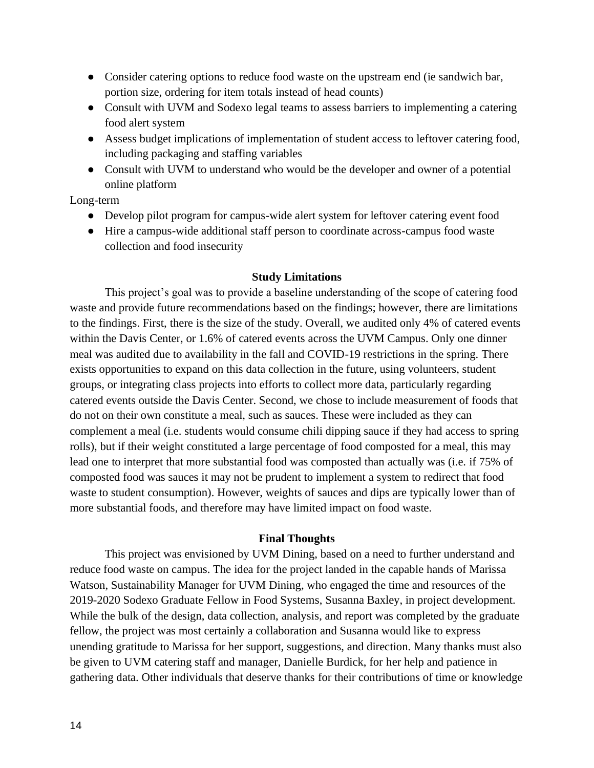- Consider catering options to reduce food waste on the upstream end (ie sandwich bar, portion size, ordering for item totals instead of head counts)
- Consult with UVM and Sodexo legal teams to assess barriers to implementing a catering food alert system
- Assess budget implications of implementation of student access to leftover catering food, including packaging and staffing variables
- Consult with UVM to understand who would be the developer and owner of a potential online platform

Long-term

- Develop pilot program for campus-wide alert system for leftover catering event food
- Hire a campus-wide additional staff person to coordinate across-campus food waste collection and food insecurity

**Study Limitations**

This project's goal was to provide a baseline understanding of the scope of catering food waste and provide future recommendations based on the findings; however, there are limitations to the findings. First, there is the size of the study. Overall, we audited only 4% of catered events within the Davis Center, or 1.6% of catered events across the UVM Campus. Only one dinner meal was audited due to availability in the fall and COVID-19 restrictions in the spring. There exists opportunities to expand on this data collection in the future, using volunteers, student groups, or integrating class projects into efforts to collect more data, particularly regarding catered events outside the Davis Center. Second, we chose to include measurement of foods that do not on their own constitute a meal, such as sauces. These were included as they can complement a meal (i.e. students would consume chili dipping sauce if they had access to spring rolls), but if their weight constituted a large percentage of food composted for a meal, this may lead one to interpret that more substantial food was composted than actually was (i.e. if 75% of composted food was sauces it may not be prudent to implement a system to redirect that food waste to student consumption). However, weights of sauces and dips are typically lower than of more substantial foods, and therefore may have limited impact on food waste.

**Final Thoughts**

This project was envisioned by UVM Dining, based on a need to further understand and reduce food waste on campus. The idea for the project landed in the capable hands of Marissa Watson, Sustainability Manager for UVM Dining, who engaged the time and resources of the 2019-2020 Sodexo Graduate Fellow in Food Systems, Susanna Baxley, in project development. While the bulk of the design, data collection, analysis, and report was completed by the graduate fellow, the project was most certainly a collaboration and Susanna would like to express unending gratitude to Marissa for her support, suggestions, and direction. Many thanks must also be given to UVM catering staff and manager, Danielle Burdick, for her help and patience in gathering data. Other individuals that deserve thanks for their contributions of time or knowledge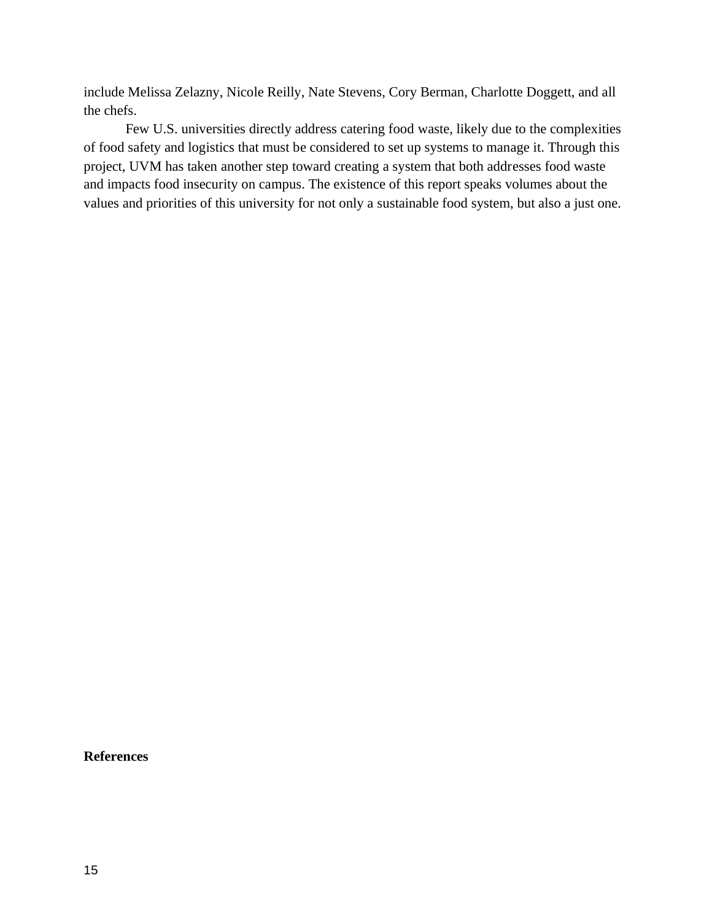include Melissa Zelazny, Nicole Reilly, Nate Stevens, Cory Berman, Charlotte Doggett, and all the chefs.

Few U.S. universities directly address catering food waste, likely due to the complexities of food safety and logistics that must be considered to set up systems to manage it. Through this project, UVM has taken another step toward creating a system that both addresses food waste and impacts food insecurity on campus. The existence of this report speaks volumes about the values and priorities of this university for not only a sustainable food system, but also a just one.

**References**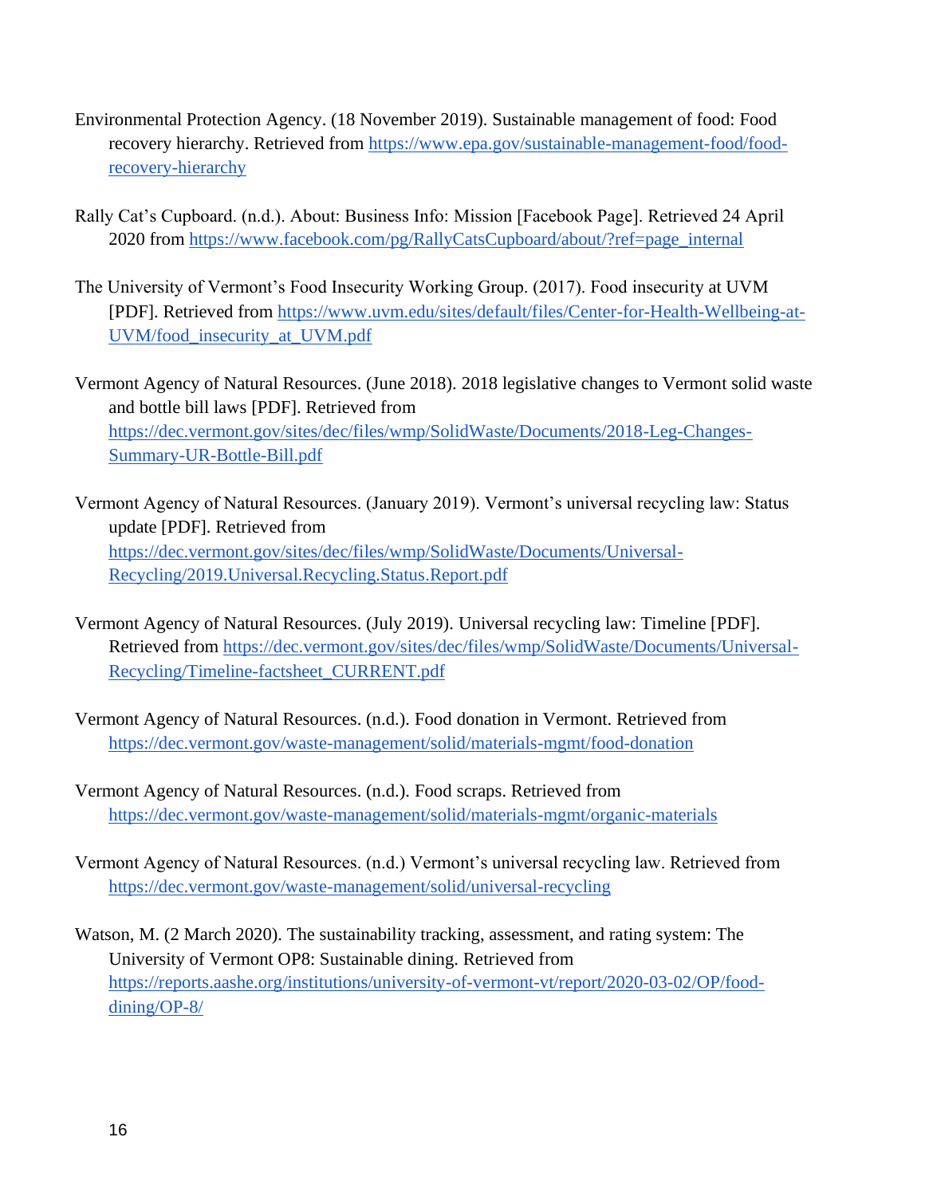Environmental Protection Agency. (18 November 2019). Sustainable management of food: Food recovery hierarchy. Retrieved from https://www.epa.gov/sustainable-management-food/food-recovery-hierarchy

Rally Cat's Cupboard. (n.d.). About: Business Info: Mission [Facebook Page]. Retrieved 24 April 2020 from https://www.facebook.com/pg/RallyCatsCupboard/about/?ref=page_internal

The University of Vermont's Food Insecurity Working Group. (2017). Food insecurity at UVM [PDF]. Retrieved from https://www.uvm.edu/sites/default/files/Center-for-Health-Wellbeing-at-UVM/food_insecurity_at_UVM.pdf

Vermont Agency of Natural Resources. (June 2018). 2018 legislative changes to Vermont solid waste and bottle bill laws [PDF]. Retrieved from https://dec.vermont.gov/sites/dec/files/wmp/SolidWaste/Documents/2018-Leg-Changes-Summary-UR-Bottle-Bill.pdf

Vermont Agency of Natural Resources. (January 2019). Vermont's universal recycling law: Status update [PDF]. Retrieved from https://dec.vermont.gov/sites/dec/files/wmp/SolidWaste/Documents/Universal-Recycling/2019.Universal.Recycling.Status.Report.pdf

Vermont Agency of Natural Resources. (July 2019). Universal recycling law: Timeline [PDF]. Retrieved from https://dec.vermont.gov/sites/dec/files/wmp/SolidWaste/Documents/Universal-Recycling/Timeline-factsheet_CURRENT.pdf

Vermont Agency of Natural Resources. (n.d.). Food donation in Vermont. Retrieved from https://dec.vermont.gov/waste-management/solid/materials-mgmt/food-donation

Vermont Agency of Natural Resources. (n.d.). Food scraps. Retrieved from https://dec.vermont.gov/waste-management/solid/materials-mgmt/organic-materials

Vermont Agency of Natural Resources. (n.d.) Vermont's universal recycling law. Retrieved from https://dec.vermont.gov/waste-management/solid/universal-recycling

Watson, M. (2 March 2020). The sustainability tracking, assessment, and rating system: The University of Vermont OP8: Sustainable dining. Retrieved from https://reports.aashe.org/institutions/university-of-vermont-vt/report/2020-03-02/OP/food-dining/OP-8/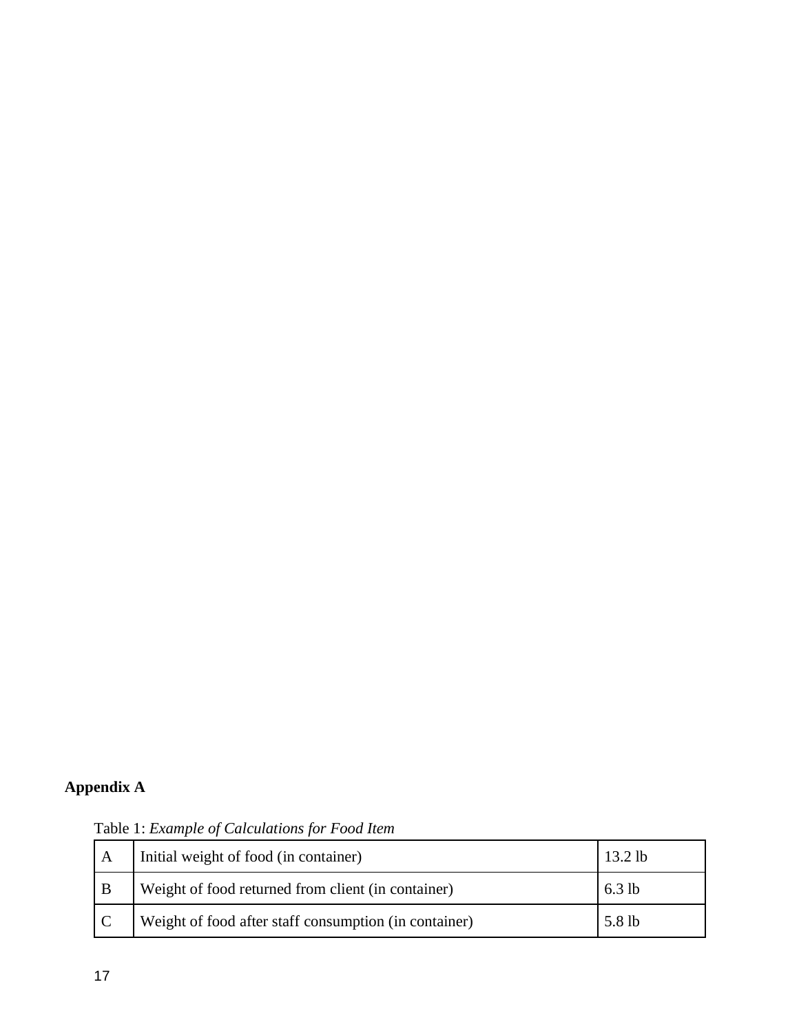**Appendix A**

Table 1: *Example of Calculations for Food Item*

| | | |
|---|---|---|
| A | Initial weight of food (in container) | 13.2 lb |
| B | Weight of food returned from client (in container) | 6.3 lb |
| C | Weight of food after staff consumption (in container) | 5.8 lb |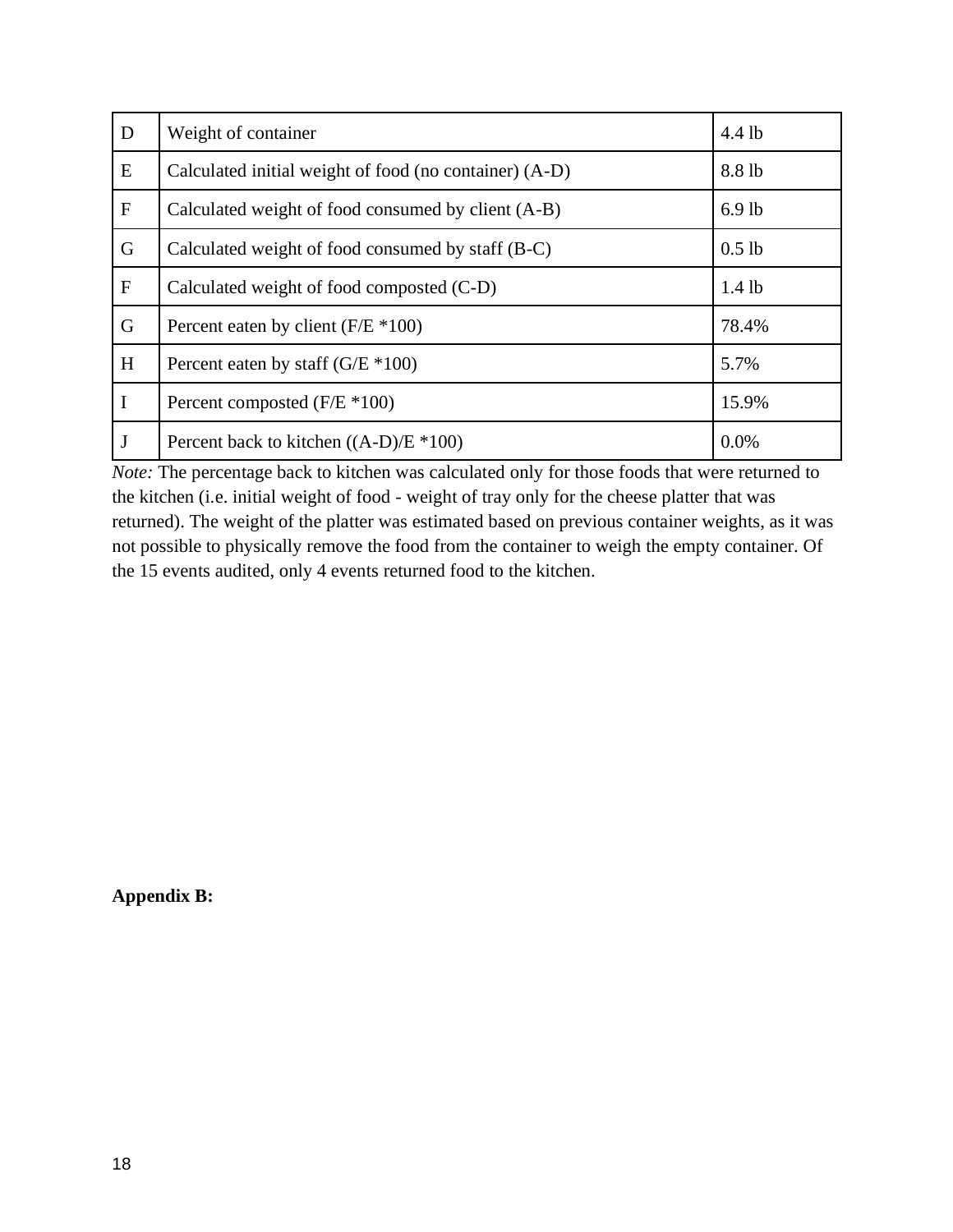| D | Weight of container | 4.4 lb |
|---|---|---|
| E | Calculated initial weight of food (no container) (A-D) | 8.8 lb |
| F | Calculated weight of food consumed by client (A-B) | 6.9 lb |
| G | Calculated weight of food consumed by staff (B-C) | 0.5 lb |
| F | Calculated weight of food composted (C-D) | 1.4 lb |
| G | Percent eaten by client (F/E *100) | 78.4% |
| H | Percent eaten by staff (G/E *100) | 5.7% |
| I | Percent composted (F/E *100) | 15.9% |
| J | Percent back to kitchen ((A-D)/E *100) | 0.0% |

*Note:* The percentage back to kitchen was calculated only for those foods that were returned to the kitchen (i.e. initial weight of food - weight of tray only for the cheese platter that was returned). The weight of the platter was estimated based on previous container weights, as it was not possible to physically remove the food from the container to weigh the empty container. Of the 15 events audited, only 4 events returned food to the kitchen.

**Appendix B:**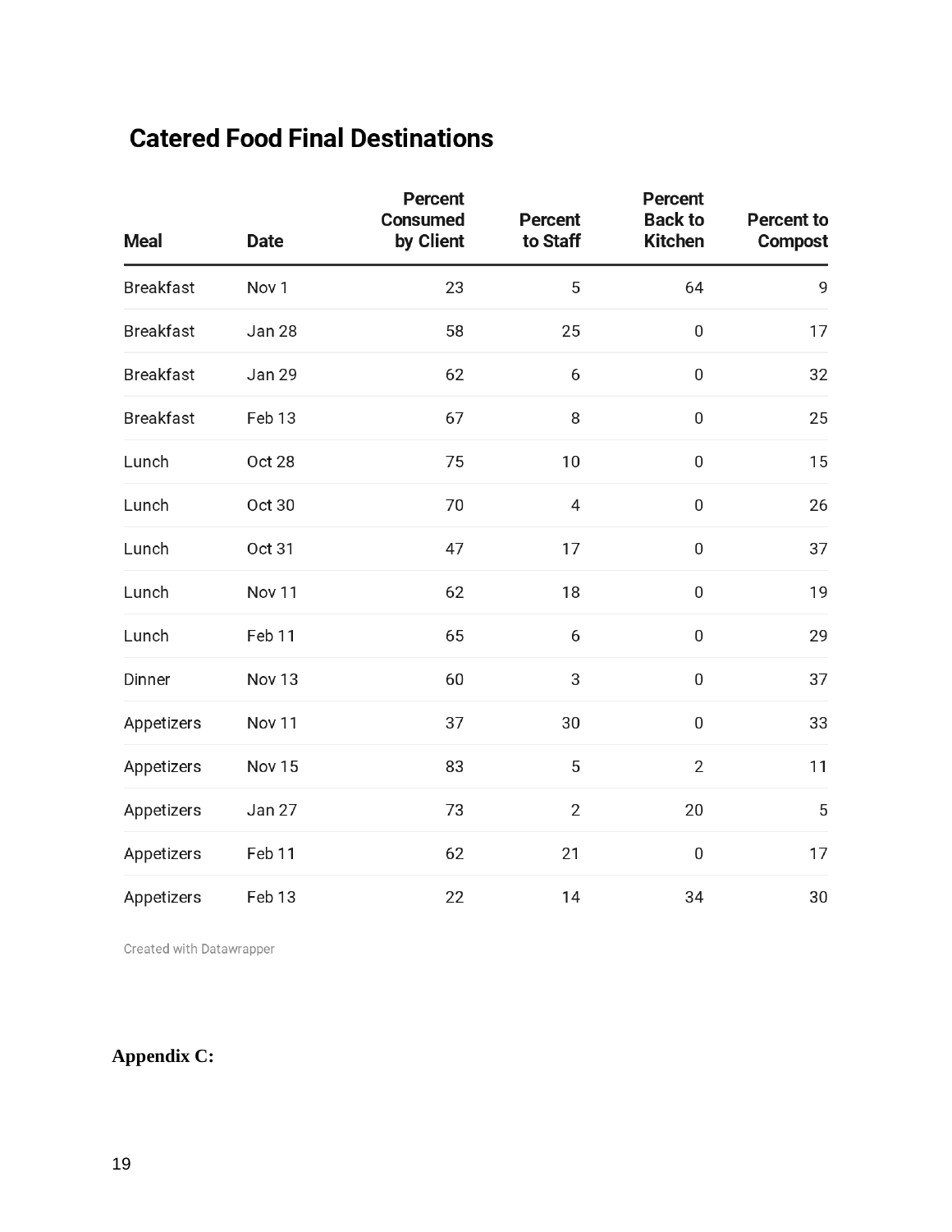## Catered Food Final Destinations

| Meal | Date | Percent Consumed by Client | Percent to Staff | Percent Back to Kitchen | Percent to Compost |
|---|---|---|---|---|---|
| Breakfast | Nov 1 | 23 | 5 | 64 | 9 |
| Breakfast | Jan 28 | 58 | 25 | 0 | 17 |
| Breakfast | Jan 29 | 62 | 6 | 0 | 32 |
| Breakfast | Feb 13 | 67 | 8 | 0 | 25 |
| Lunch | Oct 28 | 75 | 10 | 0 | 15 |
| Lunch | Oct 30 | 70 | 4 | 0 | 26 |
| Lunch | Oct 31 | 47 | 17 | 0 | 37 |
| Lunch | Nov 11 | 62 | 18 | 0 | 19 |
| Lunch | Feb 11 | 65 | 6 | 0 | 29 |
| Dinner | Nov 13 | 60 | 3 | 0 | 37 |
| Appetizers | Nov 11 | 37 | 30 | 0 | 33 |
| Appetizers | Nov 15 | 83 | 5 | 2 | 11 |
| Appetizers | Jan 27 | 73 | 2 | 20 | 5 |
| Appetizers | Feb 11 | 62 | 21 | 0 | 17 |
| Appetizers | Feb 13 | 22 | 14 | 34 | 30 |

Created with Datawrapper

**Appendix C:**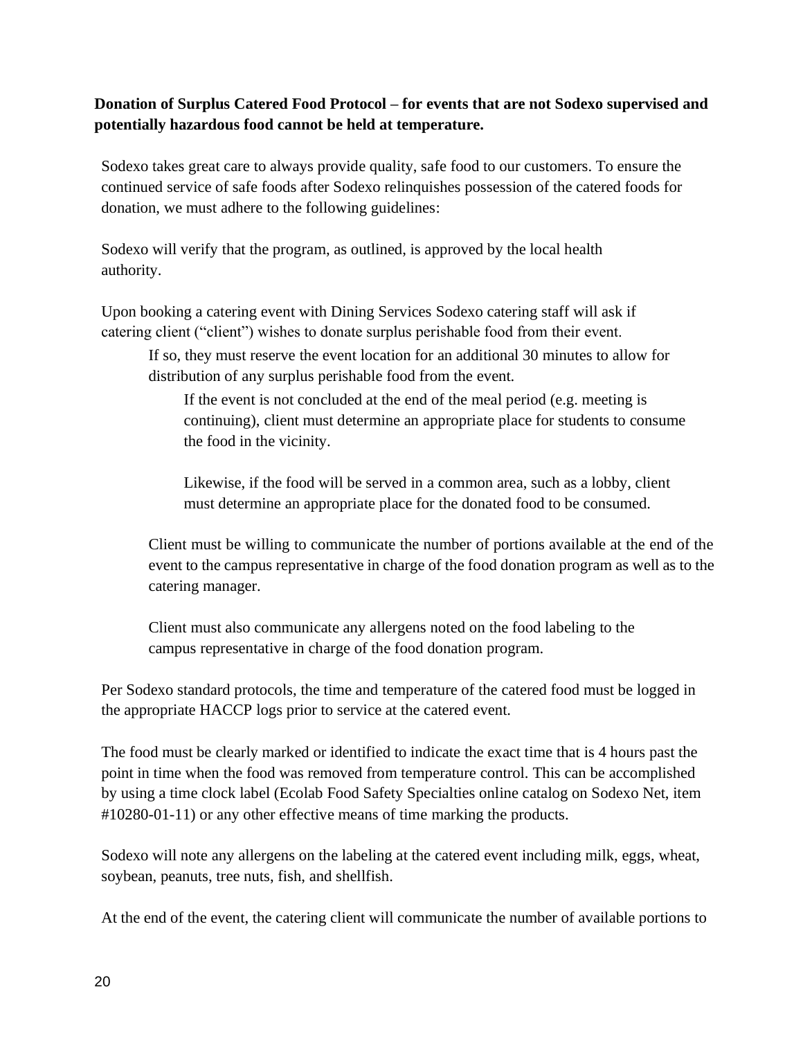**Donation of Surplus Catered Food Protocol – for events that are not Sodexo supervised and potentially hazardous food cannot be held at temperature.**

Sodexo takes great care to always provide quality, safe food to our customers. To ensure the continued service of safe foods after Sodexo relinquishes possession of the catered foods for donation, we must adhere to the following guidelines:

Sodexo will verify that the program, as outlined, is approved by the local health authority.

Upon booking a catering event with Dining Services Sodexo catering staff will ask if catering client ("client") wishes to donate surplus perishable food from their event.

> If so, they must reserve the event location for an additional 30 minutes to allow for distribution of any surplus perishable food from the event.
>
> > If the event is not concluded at the end of the meal period (e.g. meeting is continuing), client must determine an appropriate place for students to consume the food in the vicinity.
> >
> > Likewise, if the food will be served in a common area, such as a lobby, client must determine an appropriate place for the donated food to be consumed.
>
> Client must be willing to communicate the number of portions available at the end of the event to the campus representative in charge of the food donation program as well as to the catering manager.
>
> Client must also communicate any allergens noted on the food labeling to the campus representative in charge of the food donation program.

Per Sodexo standard protocols, the time and temperature of the catered food must be logged in the appropriate HACCP logs prior to service at the catered event.

The food must be clearly marked or identified to indicate the exact time that is 4 hours past the point in time when the food was removed from temperature control. This can be accomplished by using a time clock label (Ecolab Food Safety Specialties online catalog on Sodexo Net, item #10280-01-11) or any other effective means of time marking the products.

Sodexo will note any allergens on the labeling at the catered event including milk, eggs, wheat, soybean, peanuts, tree nuts, fish, and shellfish.

At the end of the event, the catering client will communicate the number of available portions to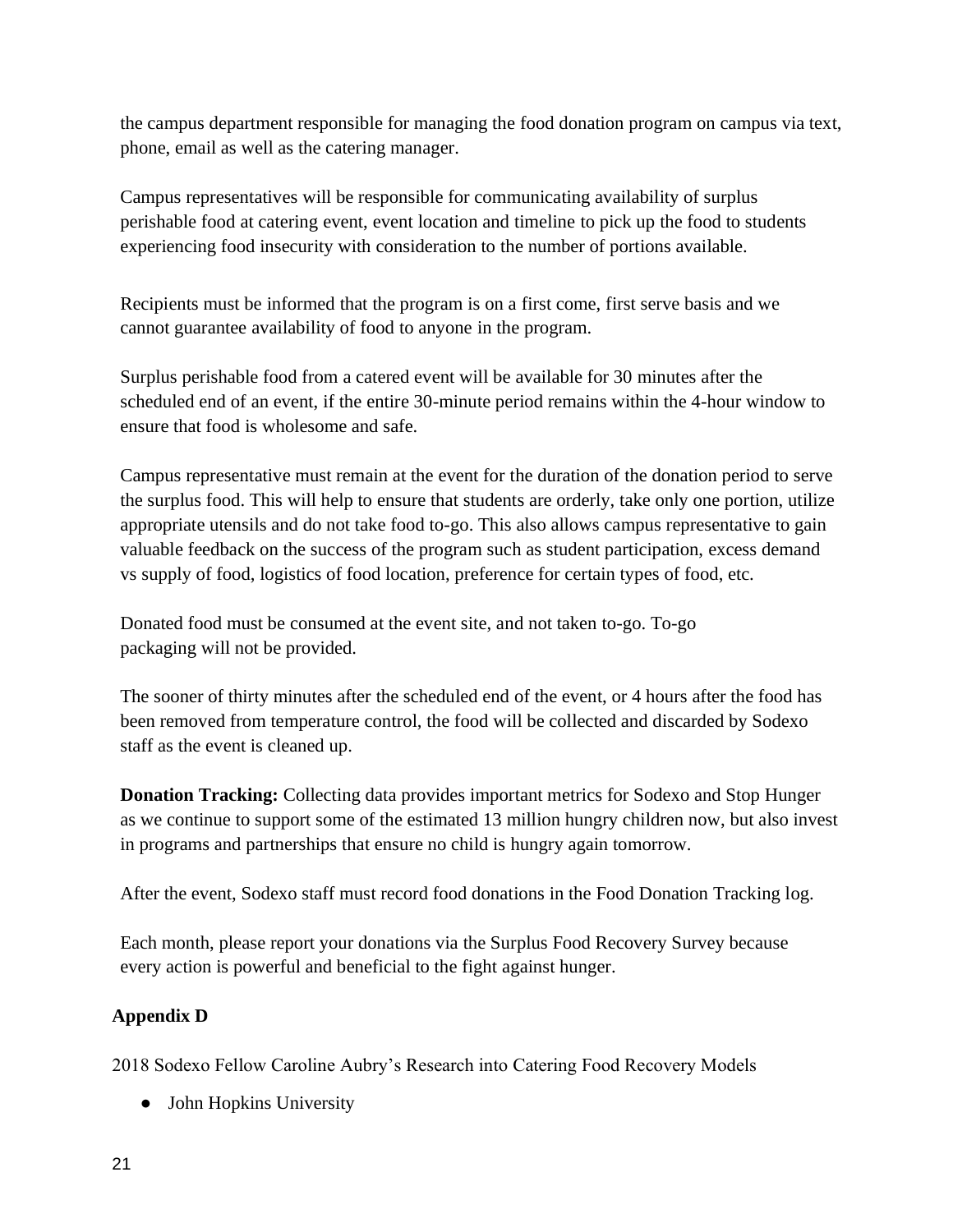the campus department responsible for managing the food donation program on campus via text, phone, email as well as the catering manager.

Campus representatives will be responsible for communicating availability of surplus perishable food at catering event, event location and timeline to pick up the food to students experiencing food insecurity with consideration to the number of portions available.

Recipients must be informed that the program is on a first come, first serve basis and we cannot guarantee availability of food to anyone in the program.

Surplus perishable food from a catered event will be available for 30 minutes after the scheduled end of an event, if the entire 30-minute period remains within the 4-hour window to ensure that food is wholesome and safe.

Campus representative must remain at the event for the duration of the donation period to serve the surplus food. This will help to ensure that students are orderly, take only one portion, utilize appropriate utensils and do not take food to-go. This also allows campus representative to gain valuable feedback on the success of the program such as student participation, excess demand vs supply of food, logistics of food location, preference for certain types of food, etc.

Donated food must be consumed at the event site, and not taken to-go. To-go packaging will not be provided.

The sooner of thirty minutes after the scheduled end of the event, or 4 hours after the food has been removed from temperature control, the food will be collected and discarded by Sodexo staff as the event is cleaned up.

**Donation Tracking:** Collecting data provides important metrics for Sodexo and Stop Hunger as we continue to support some of the estimated 13 million hungry children now, but also invest in programs and partnerships that ensure no child is hungry again tomorrow.

After the event, Sodexo staff must record food donations in the Food Donation Tracking log.

Each month, please report your donations via the Surplus Food Recovery Survey because every action is powerful and beneficial to the fight against hunger.

**Appendix D**

2018 Sodexo Fellow Caroline Aubry's Research into Catering Food Recovery Models

- John Hopkins University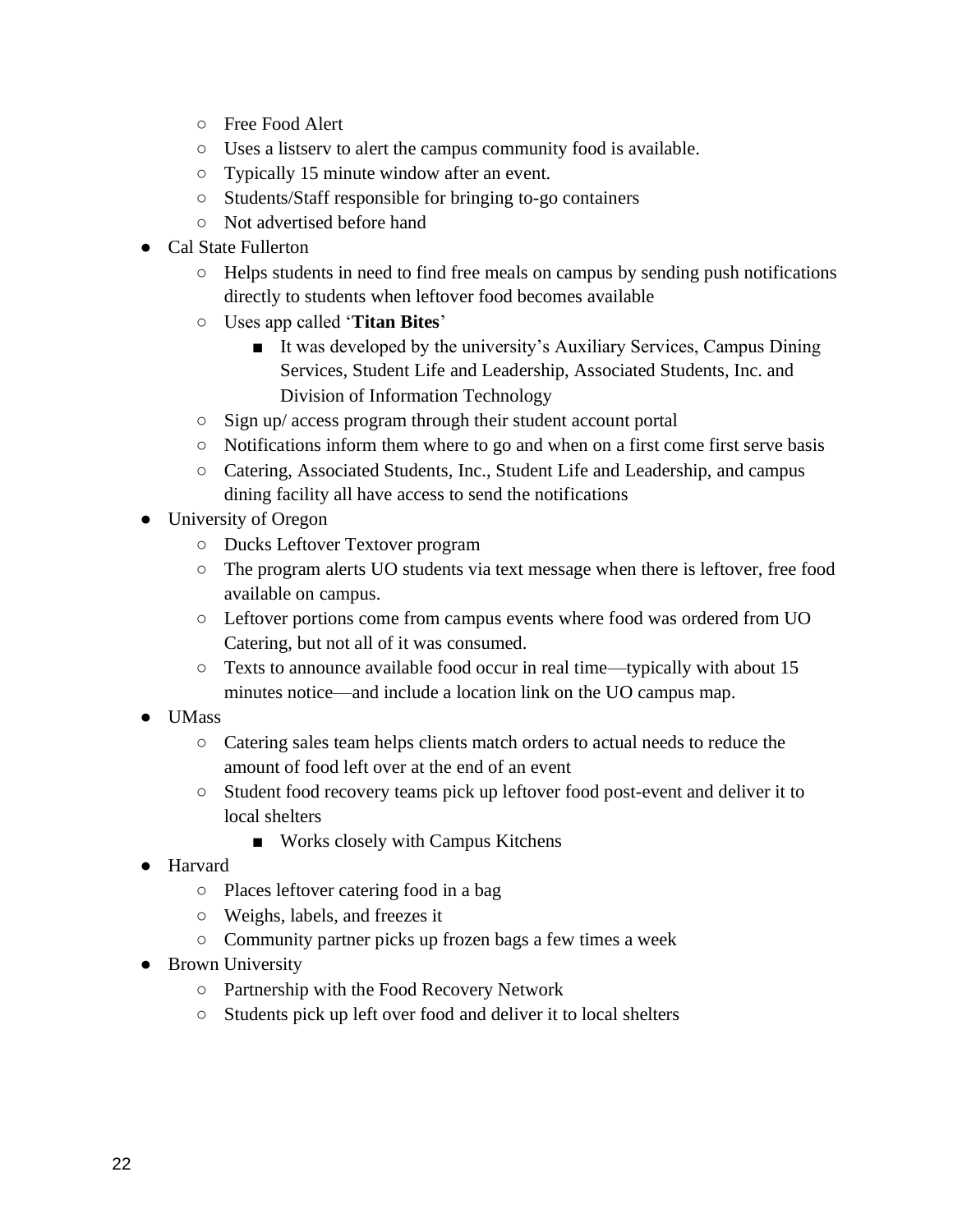- Free Food Alert
    - Uses a listserv to alert the campus community food is available.
    - Typically 15 minute window after an event.
    - Students/Staff responsible for bringing to-go containers
    - Not advertised before hand
- Cal State Fullerton
    - Helps students in need to find free meals on campus by sending push notifications directly to students when leftover food becomes available
    - Uses app called '**Titan Bites**'
        - It was developed by the university's Auxiliary Services, Campus Dining Services, Student Life and Leadership, Associated Students, Inc. and Division of Information Technology
    - Sign up/ access program through their student account portal
    - Notifications inform them where to go and when on a first come first serve basis
    - Catering, Associated Students, Inc., Student Life and Leadership, and campus dining facility all have access to send the notifications
- University of Oregon
    - Ducks Leftover Textover program
    - The program alerts UO students via text message when there is leftover, free food available on campus.
    - Leftover portions come from campus events where food was ordered from UO Catering, but not all of it was consumed.
    - Texts to announce available food occur in real time—typically with about 15 minutes notice—and include a location link on the UO campus map.
- UMass
    - Catering sales team helps clients match orders to actual needs to reduce the amount of food left over at the end of an event
    - Student food recovery teams pick up leftover food post-event and deliver it to local shelters
        - Works closely with Campus Kitchens
- Harvard
    - Places leftover catering food in a bag
    - Weighs, labels, and freezes it
    - Community partner picks up frozen bags a few times a week
- Brown University
    - Partnership with the Food Recovery Network
    - Students pick up left over food and deliver it to local shelters